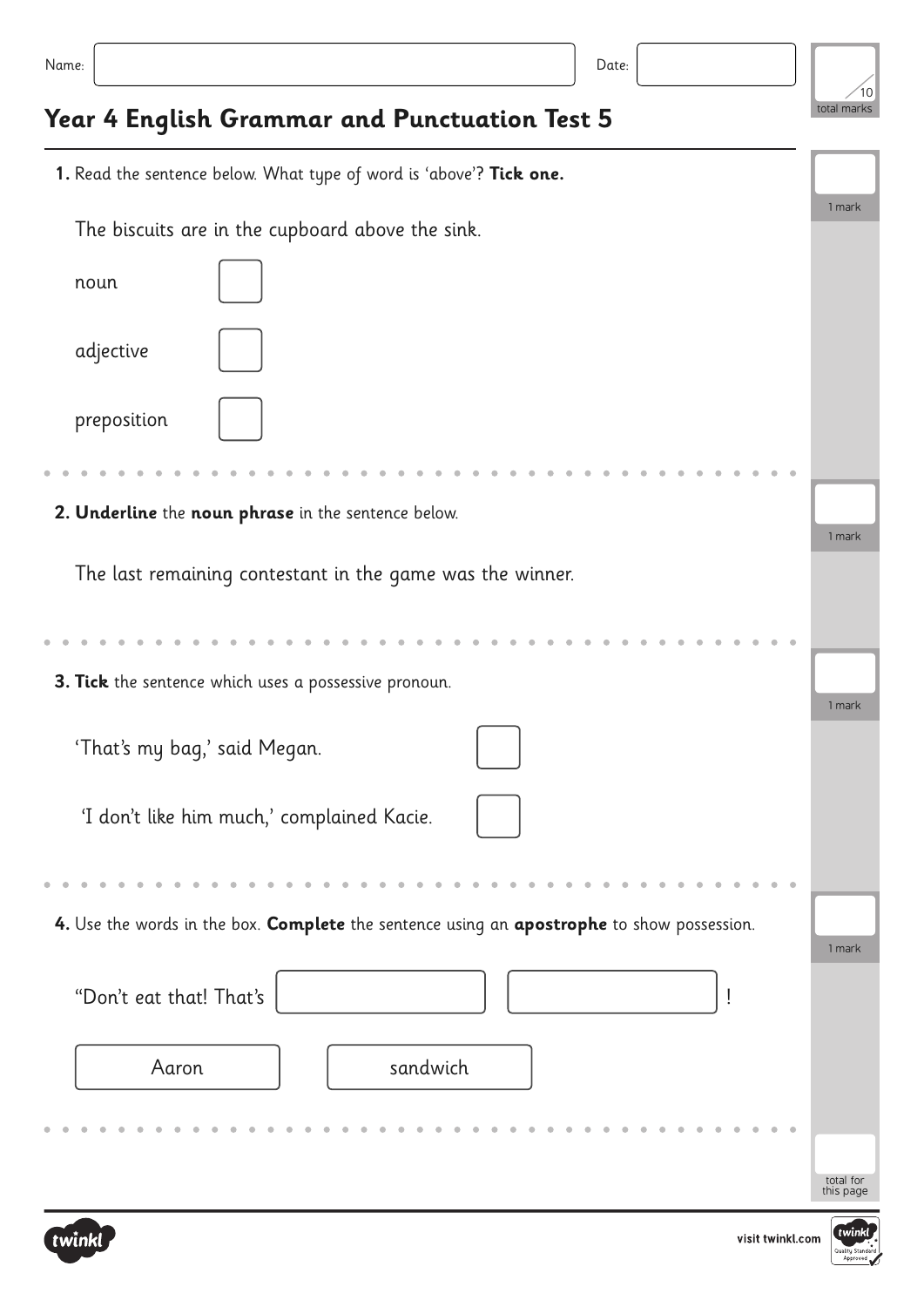Name: Date:

/10 total marks

# Year 4 English Grammar and Punctuation Test 5

**1.** Read the sentence below. What type of word is 'above'? **Tick one.**

1 mark

The biscuits are in the cupboard above the sink.

noun ☐

adjective ☐

preposition ☐

**2. Underline** the **noun phrase** in the sentence below.

1 mark

The last remaining contestant in the game was the winner.

**3. Tick** the sentence which uses a possessive pronoun.

1 mark

'That's my bag,' said Megan. ☐

'I don't like him much,' complained Kacie. ☐

**4.** Use the words in the box. **Complete** the sentence using an **apostrophe** to show possession.

1 mark

"Don't eat that! That's ________ ________!

| Aaron | sandwich |
|---|---|

total for this page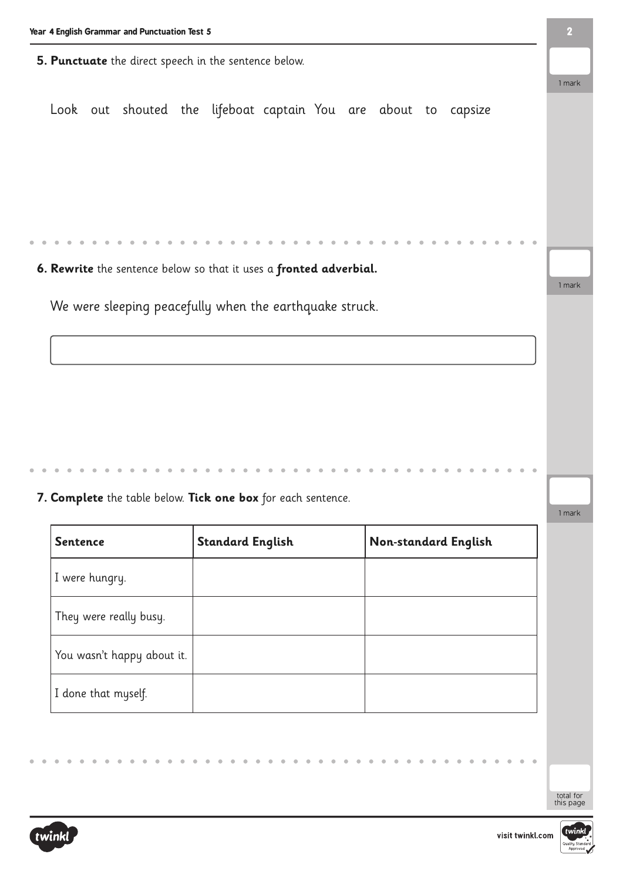**5. Punctuate** the direct speech in the sentence below.

Look out shouted the lifeboat captain You are about to capsize

1 mark

**6. Rewrite** the sentence below so that it uses a **fronted adverbial.**

We were sleeping peacefully when the earthquake struck.

1 mark

**7. Complete** the table below. **Tick one box** for each sentence.

| Sentence | Standard English | Non-standard English |
| --- | --- | --- |
| I were hungry. | | |
| They were really busy. | | |
| You wasn't happy about it. | | |
| I done that myself. | | |

1 mark

total for this page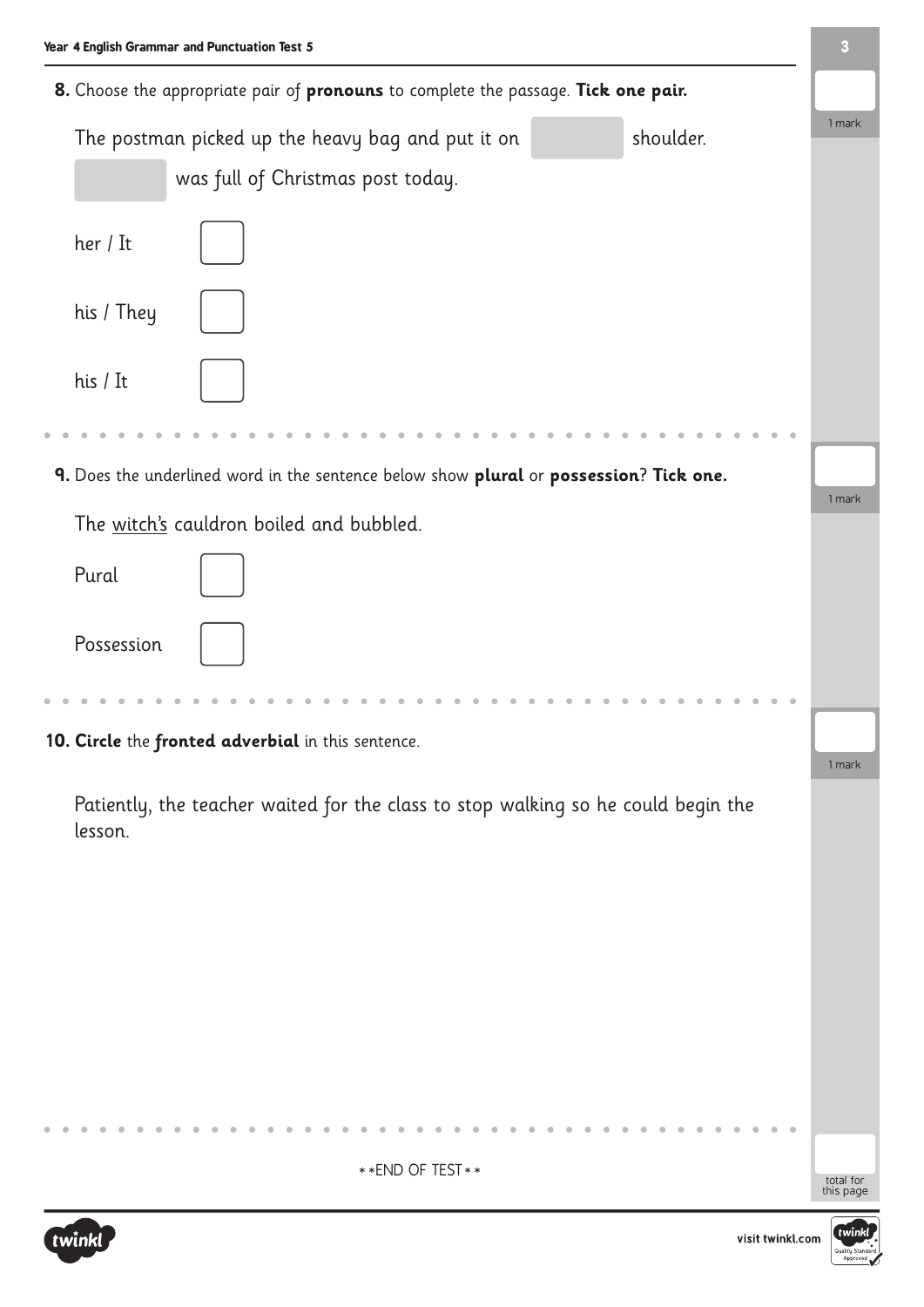**8.** Choose the appropriate pair of **pronouns** to complete the passage. **Tick one pair.**

The postman picked up the heavy bag and put it on ______ shoulder. ______ was full of Christmas post today.

her / It ☐

his / They ☐

his / It ☐

1 mark

**9.** Does the underlined word in the sentence below show **plural** or **possession**? **Tick one.**

The <u>witch's</u> cauldron boiled and bubbled.

Pural ☐

Possession ☐

1 mark

**10. Circle** the ***fronted adverbial*** in this sentence.

Patiently, the teacher waited for the class to stop walking so he could begin the lesson.

1 mark

\*\*END OF TEST\*\*

total for this page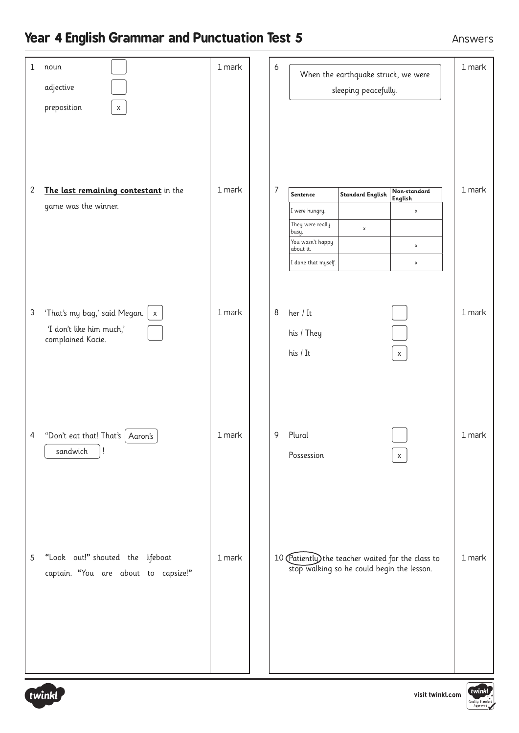# Year 4 English Grammar and Punctuation Test 5

Answers

1. noun [ ]
   adjective [ ]
   preposition [x]

   1 mark

2. **The last remaining contestant** in the game was the winner.

   1 mark

3. 'That's my bag,' said Megan. [x]
   'I don't like him much,' complained Kacie. [ ]

   1 mark

4. "Don't eat that! That's [Aaron's] [sandwich]!

   1 mark

5. **"**Look out!**"** shouted the lifeboat captain. **"**You are about to capsize!**"**

   1 mark

6. When the earthquake struck, we were sleeping peacefully.

   1 mark

7.

| Sentence | Standard English | Non-standard English |
|---|---|---|
| I were hungry. | | x |
| They were really busy. | x | |
| You wasn't happy about it. | | x |
| I done that myself. | | x |

   1 mark

8. her / It [ ]
   his / They [ ]
   his / It [x]

   1 mark

9. Plural [ ]
   Possession [x]

   1 mark

10. (Patiently) the teacher waited for the class to stop walking so he could begin the lesson.

   1 mark